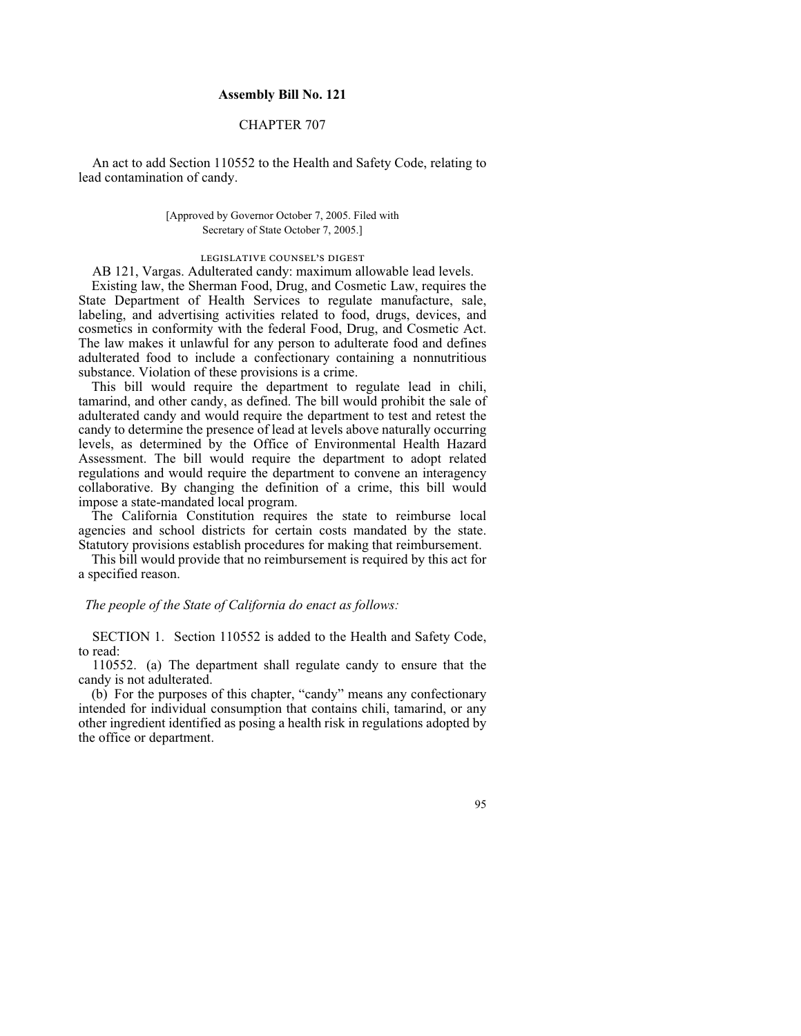**Assembly Bill No. 121**

CHAPTER 707

An act to add Section 110552 to the Health and Safety Code, relating to lead contamination of candy.

[Approved by Governor October 7, 2005. Filed with Secretary of State October 7, 2005.]

LEGISLATIVE COUNSEL'S DIGEST

AB 121, Vargas. Adulterated candy: maximum allowable lead levels.

Existing law, the Sherman Food, Drug, and Cosmetic Law, requires the State Department of Health Services to regulate manufacture, sale, labeling, and advertising activities related to food, drugs, devices, and cosmetics in conformity with the federal Food, Drug, and Cosmetic Act. The law makes it unlawful for any person to adulterate food and defines adulterated food to include a confectionary containing a nonnutritious substance. Violation of these provisions is a crime.

This bill would require the department to regulate lead in chili, tamarind, and other candy, as defined. The bill would prohibit the sale of adulterated candy and would require the department to test and retest the candy to determine the presence of lead at levels above naturally occurring levels, as determined by the Office of Environmental Health Hazard Assessment. The bill would require the department to adopt related regulations and would require the department to convene an interagency collaborative. By changing the definition of a crime, this bill would impose a state-mandated local program.

The California Constitution requires the state to reimburse local agencies and school districts for certain costs mandated by the state. Statutory provisions establish procedures for making that reimbursement.

This bill would provide that no reimbursement is required by this act for a specified reason.

*The people of the State of California do enact as follows:*

SECTION 1. Section 110552 is added to the Health and Safety Code, to read:

110552. (a) The department shall regulate candy to ensure that the candy is not adulterated.

(b) For the purposes of this chapter, "candy" means any confectionary intended for individual consumption that contains chili, tamarind, or any other ingredient identified as posing a health risk in regulations adopted by the office or department.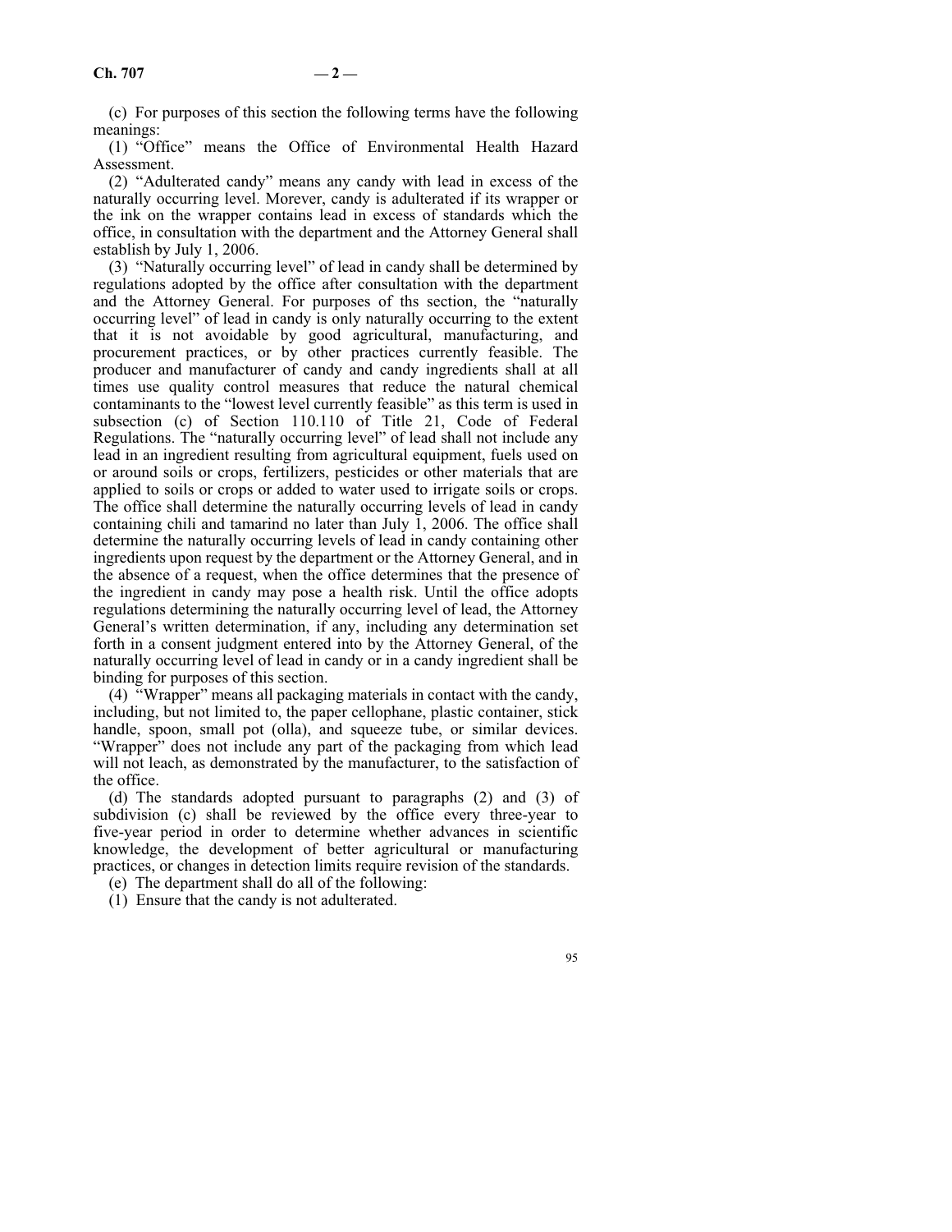(c) For purposes of this section the following terms have the following meanings:

(1) "Office" means the Office of Environmental Health Hazard Assessment.

(2) "Adulterated candy" means any candy with lead in excess of the naturally occurring level. Morever, candy is adulterated if its wrapper or the ink on the wrapper contains lead in excess of standards which the office, in consultation with the department and the Attorney General shall establish by July 1, 2006.

(3) "Naturally occurring level" of lead in candy shall be determined by regulations adopted by the office after consultation with the department and the Attorney General. For purposes of ths section, the "naturally occurring level" of lead in candy is only naturally occurring to the extent that it is not avoidable by good agricultural, manufacturing, and procurement practices, or by other practices currently feasible. The producer and manufacturer of candy and candy ingredients shall at all times use quality control measures that reduce the natural chemical contaminants to the "lowest level currently feasible" as this term is used in subsection (c) of Section 110.110 of Title 21, Code of Federal Regulations. The "naturally occurring level" of lead shall not include any lead in an ingredient resulting from agricultural equipment, fuels used on or around soils or crops, fertilizers, pesticides or other materials that are applied to soils or crops or added to water used to irrigate soils or crops. The office shall determine the naturally occurring levels of lead in candy containing chili and tamarind no later than July 1, 2006. The office shall determine the naturally occurring levels of lead in candy containing other ingredients upon request by the department or the Attorney General, and in the absence of a request, when the office determines that the presence of the ingredient in candy may pose a health risk. Until the office adopts regulations determining the naturally occurring level of lead, the Attorney General's written determination, if any, including any determination set forth in a consent judgment entered into by the Attorney General, of the naturally occurring level of lead in candy or in a candy ingredient shall be binding for purposes of this section.

(4) "Wrapper" means all packaging materials in contact with the candy, including, but not limited to, the paper cellophane, plastic container, stick handle, spoon, small pot (olla), and squeeze tube, or similar devices. "Wrapper" does not include any part of the packaging from which lead will not leach, as demonstrated by the manufacturer, to the satisfaction of the office.

(d) The standards adopted pursuant to paragraphs (2) and (3) of subdivision (c) shall be reviewed by the office every three-year to five-year period in order to determine whether advances in scientific knowledge, the development of better agricultural or manufacturing practices, or changes in detection limits require revision of the standards.

(e) The department shall do all of the following:

(1) Ensure that the candy is not adulterated.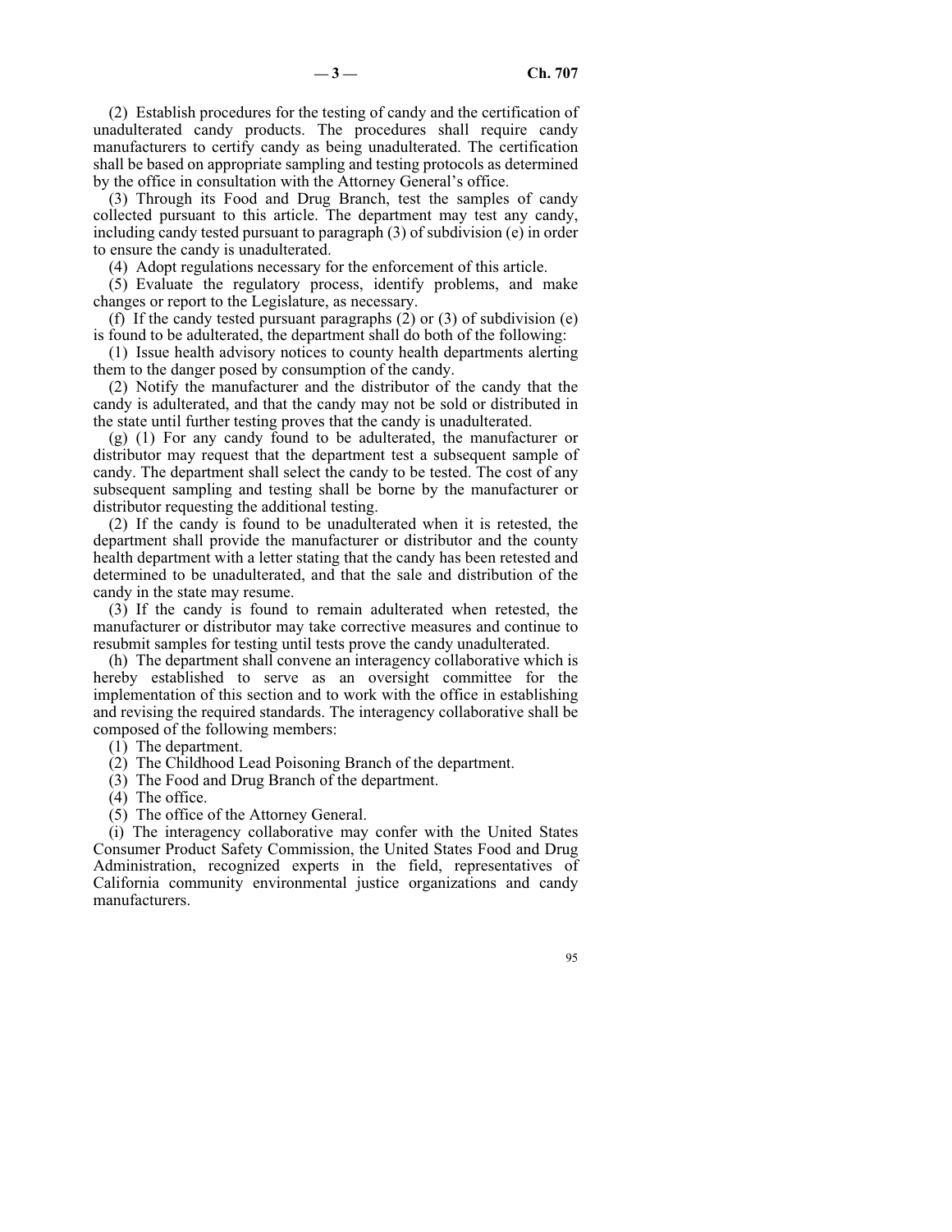(2) Establish procedures for the testing of candy and the certification of unadulterated candy products. The procedures shall require candy manufacturers to certify candy as being unadulterated. The certification shall be based on appropriate sampling and testing protocols as determined by the office in consultation with the Attorney General's office.

(3) Through its Food and Drug Branch, test the samples of candy collected pursuant to this article. The department may test any candy, including candy tested pursuant to paragraph (3) of subdivision (e) in order to ensure the candy is unadulterated.

(4) Adopt regulations necessary for the enforcement of this article.

(5) Evaluate the regulatory process, identify problems, and make changes or report to the Legislature, as necessary.

(f) If the candy tested pursuant paragraphs (2) or (3) of subdivision (e) is found to be adulterated, the department shall do both of the following:

(1) Issue health advisory notices to county health departments alerting them to the danger posed by consumption of the candy.

(2) Notify the manufacturer and the distributor of the candy that the candy is adulterated, and that the candy may not be sold or distributed in the state until further testing proves that the candy is unadulterated.

(g) (1) For any candy found to be adulterated, the manufacturer or distributor may request that the department test a subsequent sample of candy. The department shall select the candy to be tested. The cost of any subsequent sampling and testing shall be borne by the manufacturer or distributor requesting the additional testing.

(2) If the candy is found to be unadulterated when it is retested, the department shall provide the manufacturer or distributor and the county health department with a letter stating that the candy has been retested and determined to be unadulterated, and that the sale and distribution of the candy in the state may resume.

(3) If the candy is found to remain adulterated when retested, the manufacturer or distributor may take corrective measures and continue to resubmit samples for testing until tests prove the candy unadulterated.

(h) The department shall convene an interagency collaborative which is hereby established to serve as an oversight committee for the implementation of this section and to work with the office in establishing and revising the required standards. The interagency collaborative shall be composed of the following members:

(1) The department.

(2) The Childhood Lead Poisoning Branch of the department.

(3) The Food and Drug Branch of the department.

(4) The office.

(5) The office of the Attorney General.

(i) The interagency collaborative may confer with the United States Consumer Product Safety Commission, the United States Food and Drug Administration, recognized experts in the field, representatives of California community environmental justice organizations and candy manufacturers.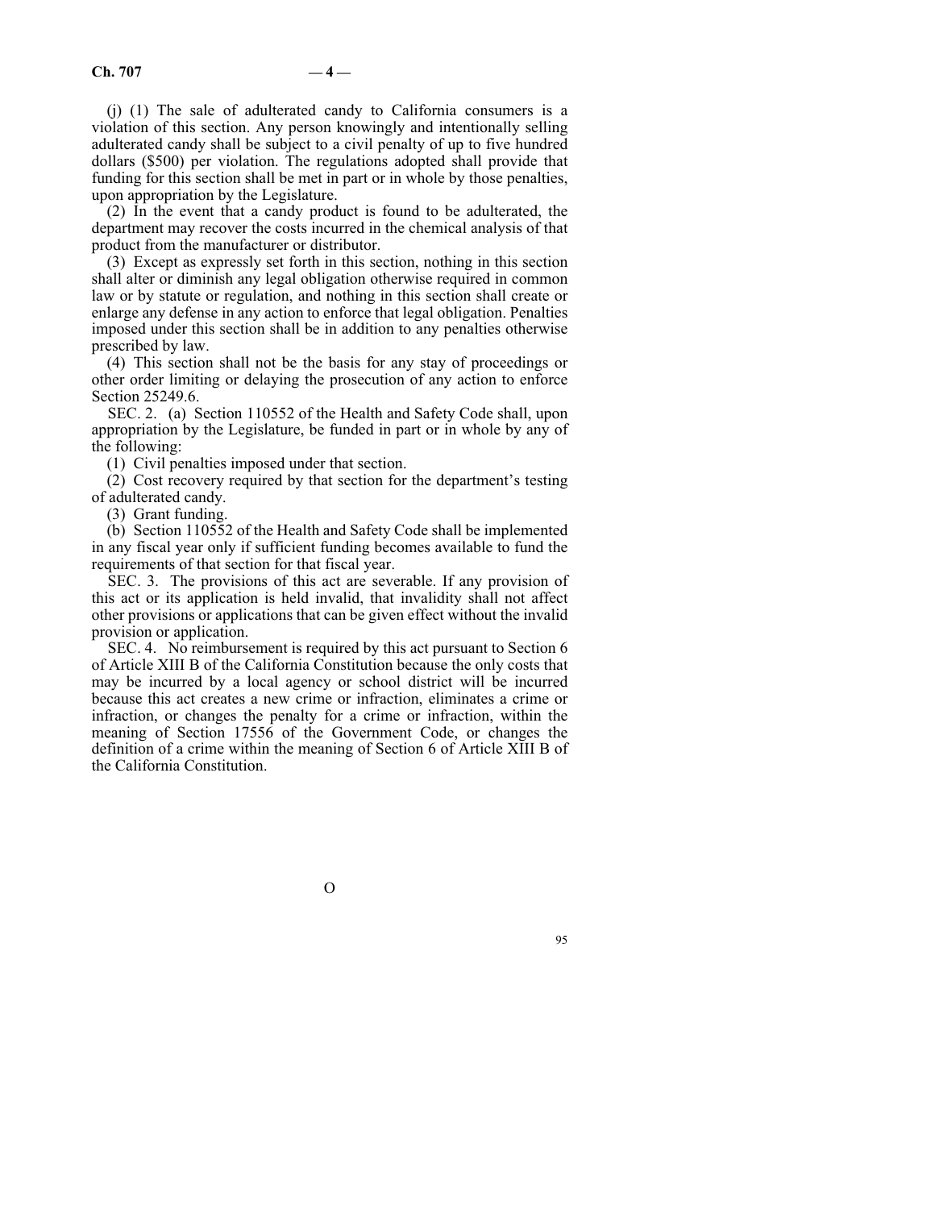(j) (1) The sale of adulterated candy to California consumers is a violation of this section. Any person knowingly and intentionally selling adulterated candy shall be subject to a civil penalty of up to five hundred dollars ($500) per violation. The regulations adopted shall provide that funding for this section shall be met in part or in whole by those penalties, upon appropriation by the Legislature.

(2) In the event that a candy product is found to be adulterated, the department may recover the costs incurred in the chemical analysis of that product from the manufacturer or distributor.

(3) Except as expressly set forth in this section, nothing in this section shall alter or diminish any legal obligation otherwise required in common law or by statute or regulation, and nothing in this section shall create or enlarge any defense in any action to enforce that legal obligation. Penalties imposed under this section shall be in addition to any penalties otherwise prescribed by law.

(4) This section shall not be the basis for any stay of proceedings or other order limiting or delaying the prosecution of any action to enforce Section 25249.6.

SEC. 2. (a) Section 110552 of the Health and Safety Code shall, upon appropriation by the Legislature, be funded in part or in whole by any of the following:

(1) Civil penalties imposed under that section.

(2) Cost recovery required by that section for the department's testing of adulterated candy.

(3) Grant funding.

(b) Section 110552 of the Health and Safety Code shall be implemented in any fiscal year only if sufficient funding becomes available to fund the requirements of that section for that fiscal year.

SEC. 3. The provisions of this act are severable. If any provision of this act or its application is held invalid, that invalidity shall not affect other provisions or applications that can be given effect without the invalid provision or application.

SEC. 4. No reimbursement is required by this act pursuant to Section 6 of Article XIII B of the California Constitution because the only costs that may be incurred by a local agency or school district will be incurred because this act creates a new crime or infraction, eliminates a crime or infraction, or changes the penalty for a crime or infraction, within the meaning of Section 17556 of the Government Code, or changes the definition of a crime within the meaning of Section 6 of Article XIII B of the California Constitution.

O